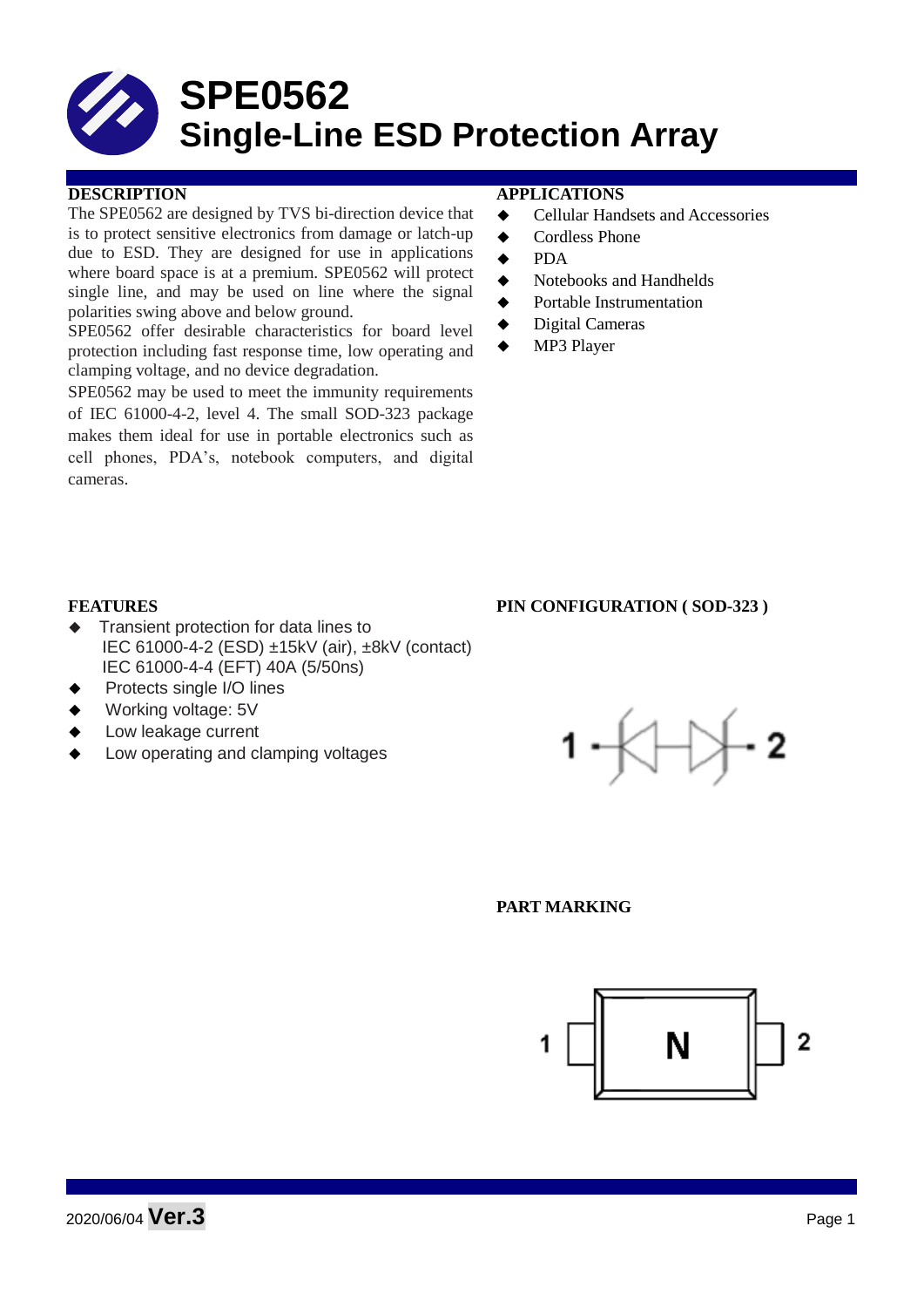# SPE0562
# Single-Line ESD Protection Array

## DESCRIPTION

The SPE0562 are designed by TVS bi-direction device that is to protect sensitive electronics from damage or latch-up due to ESD. They are designed for use in applications where board space is at a premium. SPE0562 will protect single line, and may be used on line where the signal polarities swing above and below ground.

SPE0562 offer desirable characteristics for board level protection including fast response time, low operating and clamping voltage, and no device degradation.

SPE0562 may be used to meet the immunity requirements of IEC 61000-4-2, level 4. The small SOD-323 package makes them ideal for use in portable electronics such as cell phones, PDA's, notebook computers, and digital cameras.

## APPLICATIONS

- Cellular Handsets and Accessories
- Cordless Phone
- PDA
- Notebooks and Handhelds
- Portable Instrumentation
- Digital Cameras
- MP3 Player

## FEATURES

- Transient protection for data lines to
  IEC 61000-4-2 (ESD) ±15kV (air), ±8kV (contact)
  IEC 61000-4-4 (EFT) 40A (5/50ns)
- Protects single I/O lines
- Working voltage: 5V
- Low leakage current
- Low operating and clamping voltages

## PIN CONFIGURATION ( SOD-323 )

1 — 2

## PART MARKING

1 N 2

2020/06/04 **Ver.3**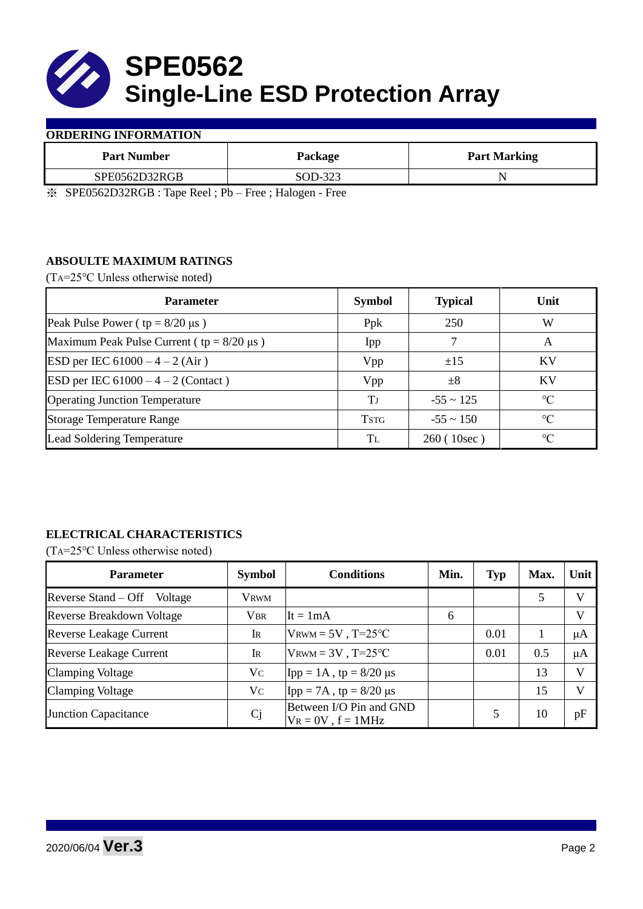# SPE0562
# Single-Line ESD Protection Array

**ORDERING INFORMATION**

| Part Number | Package | Part Marking |
|---|---|---|
| SPE0562D32RGB | SOD-323 | N |

※ SPE0562D32RGB : Tape Reel ; Pb – Free ; Halogen - Free

**ABSOULTE MAXIMUM RATINGS**

($T_A$=25℃ Unless otherwise noted)

| Parameter | Symbol | Typical | Unit |
|---|---|---|---|
| Peak Pulse Power ( tp = 8/20 μs ) | Ppk | 250 | W |
| Maximum Peak Pulse Current ( tp = 8/20 μs ) | Ipp | 7 | A |
| ESD per IEC 61000 – 4 – 2 (Air ) | Vpp | ±15 | KV |
| ESD per IEC 61000 – 4 – 2 (Contact ) | Vpp | ±8 | KV |
| Operating Junction Temperature | $T_J$ | -55 ~ 125 | ℃ |
| Storage Temperature Range | $T_{STG}$ | -55 ~ 150 | ℃ |
| Lead Soldering Temperature | $T_L$ | 260 ( 10sec ) | ℃ |

**ELECTRICAL CHARACTERISTICS**

($T_A$=25℃ Unless otherwise noted)

| Parameter | Symbol | Conditions | Min. | Typ | Max. | Unit |
|---|---|---|---|---|---|---|
| Reverse Stand – Off Voltage | $V_{RWM}$ | | | | 5 | V |
| Reverse Breakdown Voltage | $V_{BR}$ | It = 1mA | 6 | | | V |
| Reverse Leakage Current | $I_R$ | $V_{RWM}$ = 5V , T=25℃ | | 0.01 | 1 | μA |
| Reverse Leakage Current | $I_R$ | $V_{RWM}$ = 3V , T=25℃ | | 0.01 | 0.5 | μA |
| Clamping Voltage | $V_C$ | Ipp = 1A , tp = 8/20 μs | | | 13 | V |
| Clamping Voltage | $V_C$ | Ipp = 7A , tp = 8/20 μs | | | 15 | V |
| Junction Capacitance | Cj | Between I/O Pin and GND $V_R$ = 0V , f = 1MHz | | 5 | 10 | pF |

2020/06/04 **Ver.3**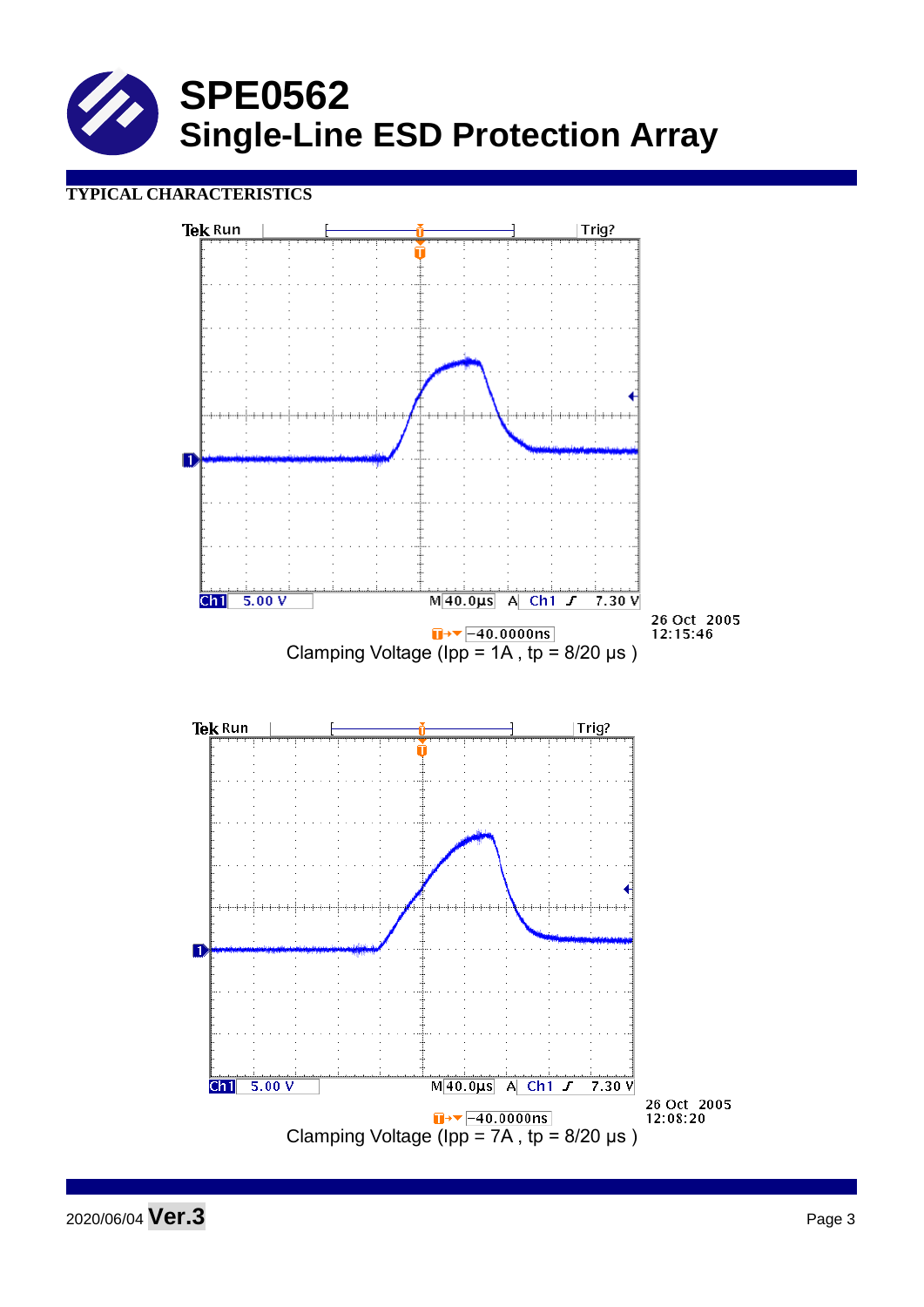# SPE0562
# Single-Line ESD Protection Array

**TYPICAL CHARACTERISTICS**

Clamping Voltage (Ipp = 1A , tp = 8/20 μs )

Clamping Voltage (Ipp = 7A , tp = 8/20 μs )

2020/06/04 **Ver.3**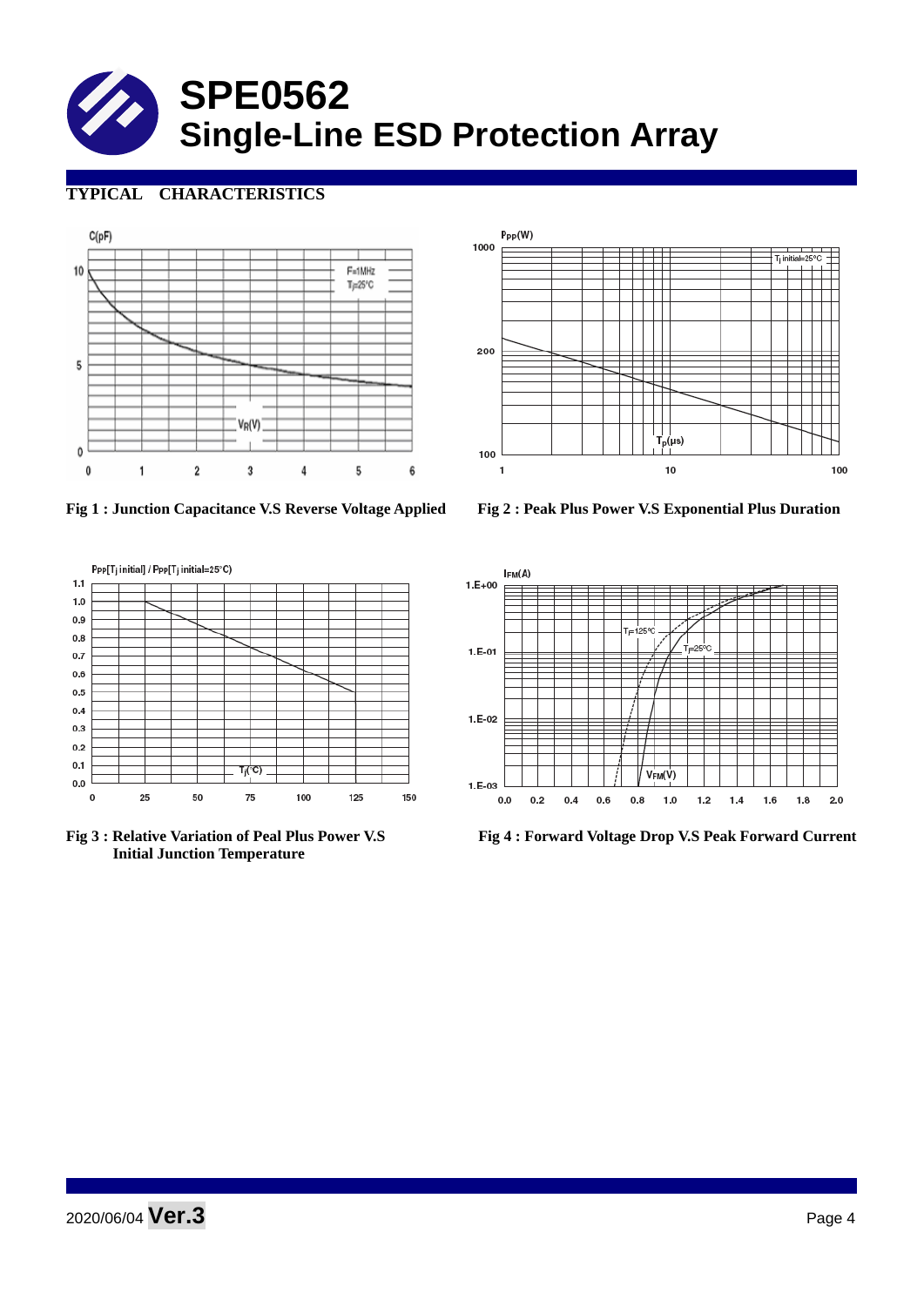# SPE0562
# Single-Line ESD Protection Array

## TYPICAL CHARACTERISTICS

Fig 1 : Junction Capacitance V.S Reverse Voltage Applied

Fig 2 : Peak Plus Power V.S Exponential Plus Duration

Fig 3 : Relative Variation of Peal Plus Power V.S Initial Junction Temperature

Fig 4 : Forward Voltage Drop V.S Peak Forward Current

2020/06/04 **Ver.3**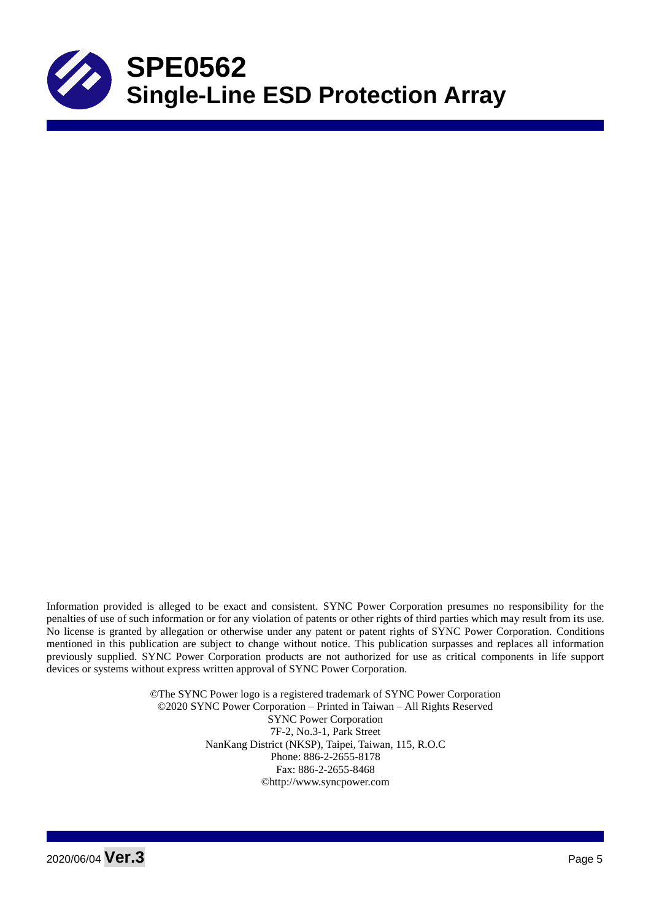Information provided is alleged to be exact and consistent. SYNC Power Corporation presumes no responsibility for the penalties of use of such information or for any violation of patents or other rights of third parties which may result from its use. No license is granted by allegation or otherwise under any patent or patent rights of SYNC Power Corporation. Conditions mentioned in this publication are subject to change without notice. This publication surpasses and replaces all information previously supplied. SYNC Power Corporation products are not authorized for use as critical components in life support devices or systems without express written approval of SYNC Power Corporation.

©The SYNC Power logo is a registered trademark of SYNC Power Corporation
©2020 SYNC Power Corporation – Printed in Taiwan – All Rights Reserved
SYNC Power Corporation
7F-2, No.3-1, Park Street
NanKang District (NKSP), Taipei, Taiwan, 115, R.O.C
Phone: 886-2-2655-8178
Fax: 886-2-2655-8468
©http://www.syncpower.com